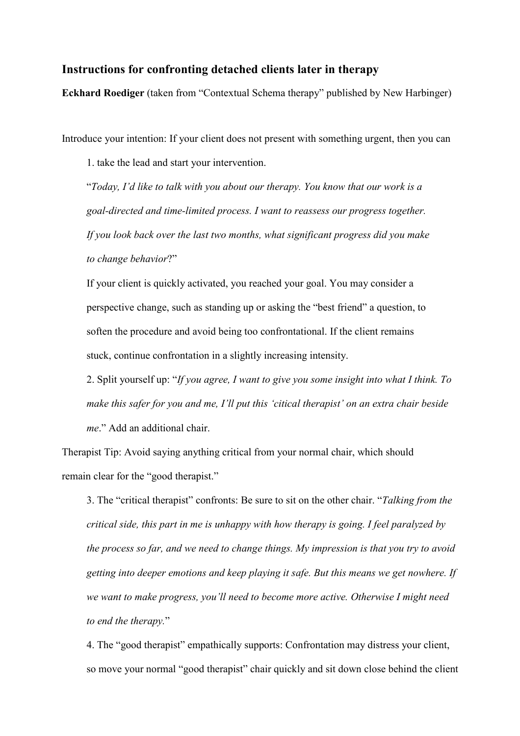## Instructions for confronting detached clients later in therapy

**Eckhard Roediger** (taken from "Contextual Schema therapy" published by New Harbinger)

Introduce your intention: If your client does not present with something urgent, then you can

1. take the lead and start your intervention.

   "*Today, I'd like to talk with you about our therapy. You know that our work is a goal-directed and time-limited process. I want to reassess our progress together. If you look back over the last two months, what significant progress did you make to change behavior*?"

   If your client is quickly activated, you reached your goal. You may consider a perspective change, such as standing up or asking the "best friend" a question, to soften the procedure and avoid being too confrontational. If the client remains stuck, continue confrontation in a slightly increasing intensity.

2. Split yourself up: "*If you agree, I want to give you some insight into what I think. To make this safer for you and me, I'll put this 'citical therapist' on an extra chair beside me*." Add an additional chair.

Therapist Tip: Avoid saying anything critical from your normal chair, which should remain clear for the "good therapist."

3. The "critical therapist" confronts: Be sure to sit on the other chair. "*Talking from the critical side, this part in me is unhappy with how therapy is going. I feel paralyzed by the process so far, and we need to change things. My impression is that you try to avoid getting into deeper emotions and keep playing it safe. But this means we get nowhere. If we want to make progress, you'll need to become more active. Otherwise I might need to end the therapy.*"

4. The "good therapist" empathically supports: Confrontation may distress your client, so move your normal "good therapist" chair quickly and sit down close behind the client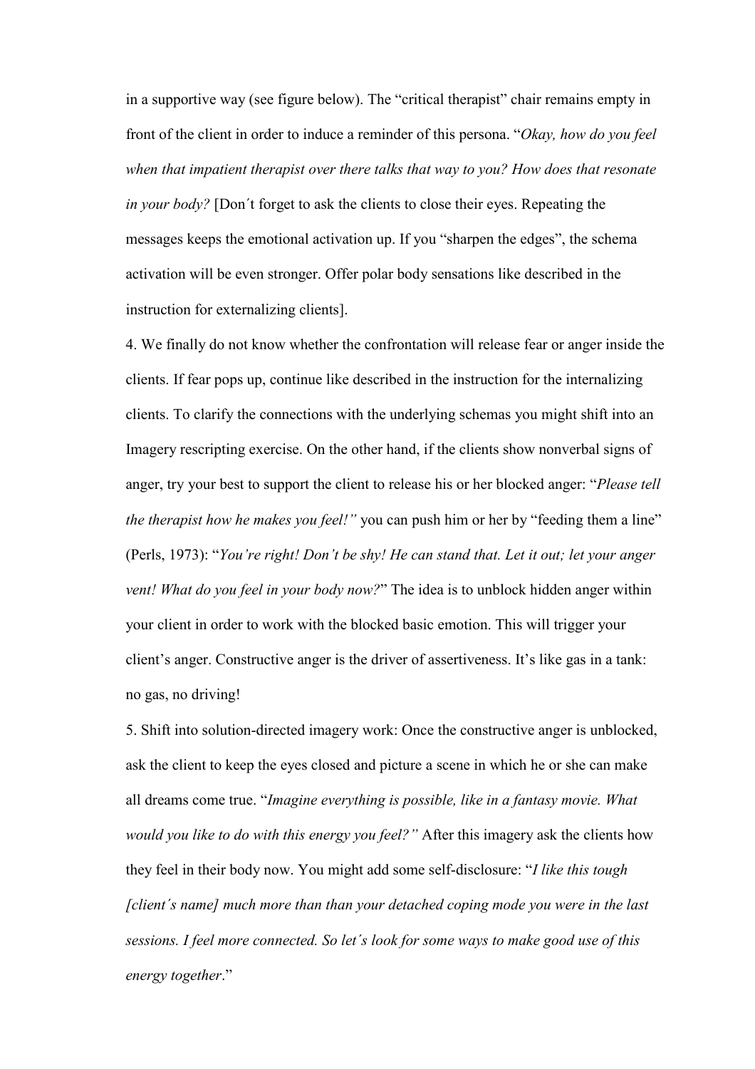in a supportive way (see figure below). The "critical therapist" chair remains empty in front of the client in order to induce a reminder of this persona. "*Okay, how do you feel when that impatient therapist over there talks that way to you? How does that resonate in your body?* [Don´t forget to ask the clients to close their eyes. Repeating the messages keeps the emotional activation up. If you "sharpen the edges", the schema activation will be even stronger. Offer polar body sensations like described in the instruction for externalizing clients].

4. We finally do not know whether the confrontation will release fear or anger inside the clients. If fear pops up, continue like described in the instruction for the internalizing clients. To clarify the connections with the underlying schemas you might shift into an Imagery rescripting exercise. On the other hand, if the clients show nonverbal signs of anger, try your best to support the client to release his or her blocked anger: "*Please tell the therapist how he makes you feel!"* you can push him or her by "feeding them a line" (Perls, 1973): "*You're right! Don't be shy! He can stand that. Let it out; let your anger vent! What do you feel in your body now?*" The idea is to unblock hidden anger within your client in order to work with the blocked basic emotion. This will trigger your client's anger. Constructive anger is the driver of assertiveness. It's like gas in a tank: no gas, no driving!

5. Shift into solution-directed imagery work: Once the constructive anger is unblocked, ask the client to keep the eyes closed and picture a scene in which he or she can make all dreams come true. "*Imagine everything is possible, like in a fantasy movie. What would you like to do with this energy you feel?"* After this imagery ask the clients how they feel in their body now. You might add some self-disclosure: "*I like this tough [client´s name] much more than than your detached coping mode you were in the last sessions. I feel more connected. So let´s look for some ways to make good use of this energy together*."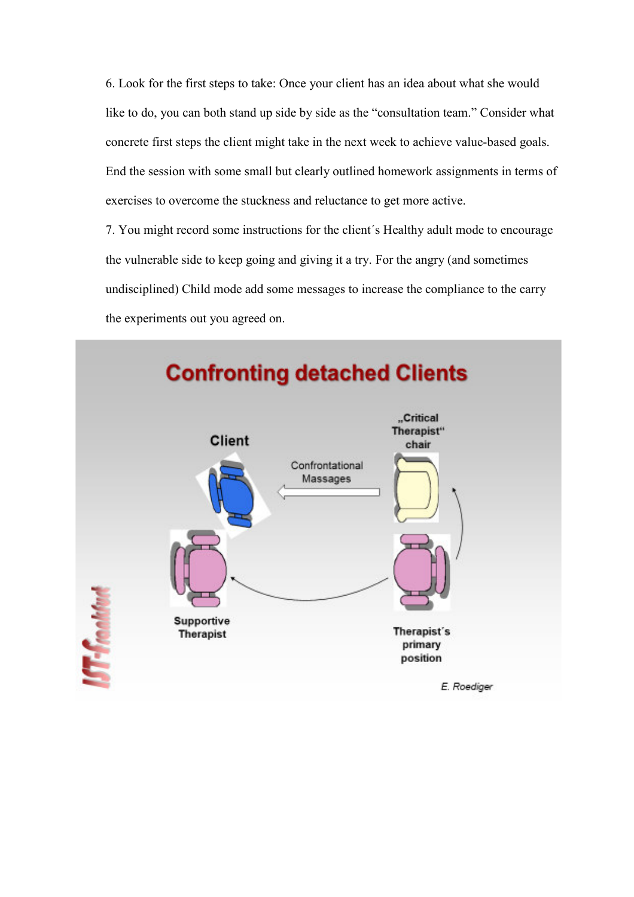6. Look for the first steps to take: Once your client has an idea about what she would like to do, you can both stand up side by side as the “consultation team.” Consider what concrete first steps the client might take in the next week to achieve value-based goals. End the session with some small but clearly outlined homework assignments in terms of exercises to overcome the stuckness and reluctance to get more active.

7. You might record some instructions for the client´s Healthy adult mode to encourage the vulnerable side to keep going and giving it a try. For the angry (and sometimes undisciplined) Child mode add some messages to increase the compliance to the carry the experiments out you agreed on.

Confronting detached Clients

Client

„Critical Therapist“ chair

Confrontational Massages

Supportive Therapist

Therapist´s primary position

IST-frankfurt

E. Roediger